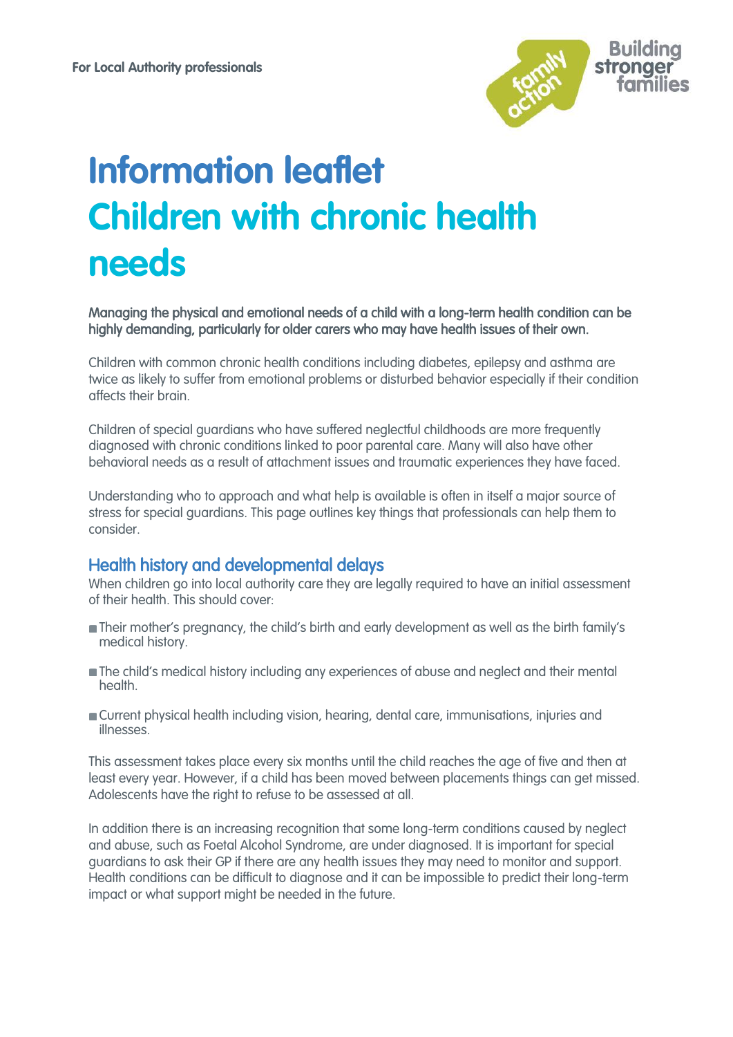For Local Authority professionals

# Information leaflet
# Children with chronic health needs

**Managing the physical and emotional needs of a child with a long-term health condition can be highly demanding, particularly for older carers who may have health issues of their own.**

Children with common chronic health conditions including diabetes, epilepsy and asthma are twice as likely to suffer from emotional problems or disturbed behavior especially if their condition affects their brain.

Children of special guardians who have suffered neglectful childhoods are more frequently diagnosed with chronic conditions linked to poor parental care. Many will also have other behavioral needs as a result of attachment issues and traumatic experiences they have faced.

Understanding who to approach and what help is available is often in itself a major source of stress for special guardians. This page outlines key things that professionals can help them to consider.

## Health history and developmental delays

When children go into local authority care they are legally required to have an initial assessment of their health. This should cover:

- Their mother's pregnancy, the child's birth and early development as well as the birth family's medical history.
- The child's medical history including any experiences of abuse and neglect and their mental health.
- Current physical health including vision, hearing, dental care, immunisations, injuries and illnesses.

This assessment takes place every six months until the child reaches the age of five and then at least every year. However, if a child has been moved between placements things can get missed. Adolescents have the right to refuse to be assessed at all.

In addition there is an increasing recognition that some long-term conditions caused by neglect and abuse, such as Foetal Alcohol Syndrome, are under diagnosed. It is important for special guardians to ask their GP if there are any health issues they may need to monitor and support. Health conditions can be difficult to diagnose and it can be impossible to predict their long-term impact or what support might be needed in the future.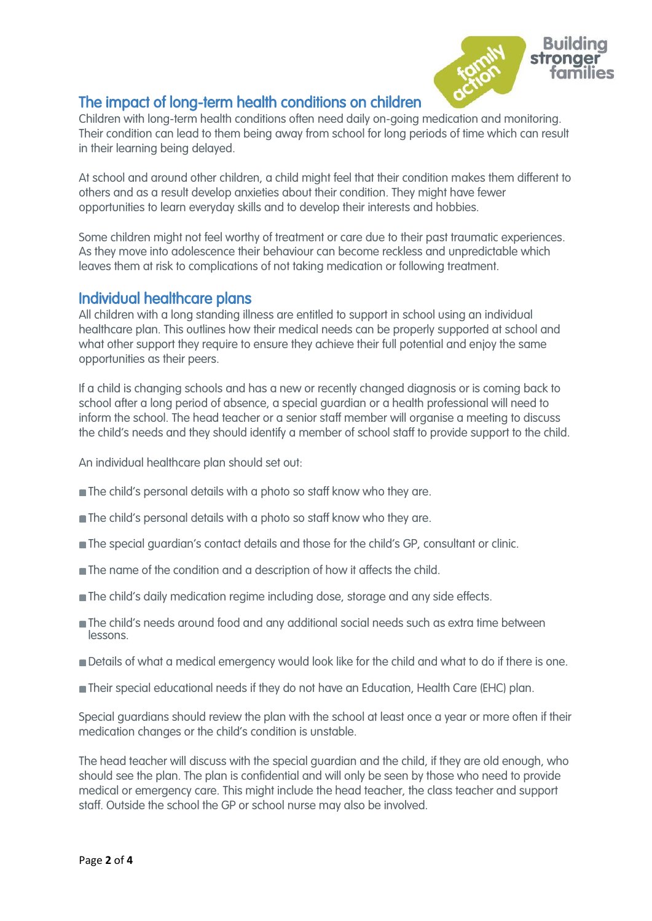## The impact of long-term health conditions on children

Children with long-term health conditions often need daily on-going medication and monitoring. Their condition can lead to them being away from school for long periods of time which can result in their learning being delayed.

At school and around other children, a child might feel that their condition makes them different to others and as a result develop anxieties about their condition. They might have fewer opportunities to learn everyday skills and to develop their interests and hobbies.

Some children might not feel worthy of treatment or care due to their past traumatic experiences. As they move into adolescence their behaviour can become reckless and unpredictable which leaves them at risk to complications of not taking medication or following treatment.

## Individual healthcare plans

All children with a long standing illness are entitled to support in school using an individual healthcare plan. This outlines how their medical needs can be properly supported at school and what other support they require to ensure they achieve their full potential and enjoy the same opportunities as their peers.

If a child is changing schools and has a new or recently changed diagnosis or is coming back to school after a long period of absence, a special guardian or a health professional will need to inform the school. The head teacher or a senior staff member will organise a meeting to discuss the child's needs and they should identify a member of school staff to provide support to the child.

An individual healthcare plan should set out:

- The child's personal details with a photo so staff know who they are.
- The child's personal details with a photo so staff know who they are.
- The special guardian's contact details and those for the child's GP, consultant or clinic.
- The name of the condition and a description of how it affects the child.
- The child's daily medication regime including dose, storage and any side effects.
- The child's needs around food and any additional social needs such as extra time between lessons.
- Details of what a medical emergency would look like for the child and what to do if there is one.
- Their special educational needs if they do not have an Education, Health Care (EHC) plan.

Special guardians should review the plan with the school at least once a year or more often if their medication changes or the child's condition is unstable.

The head teacher will discuss with the special guardian and the child, if they are old enough, who should see the plan. The plan is confidential and will only be seen by those who need to provide medical or emergency care. This might include the head teacher, the class teacher and support staff. Outside the school the GP or school nurse may also be involved.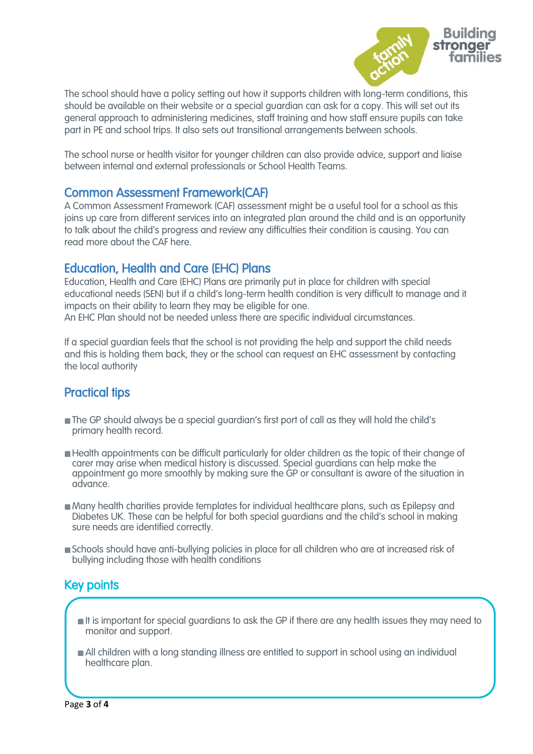The school should have a policy setting out how it supports children with long-term conditions, this should be available on their website or a special guardian can ask for a copy. This will set out its general approach to administering medicines, staff training and how staff ensure pupils can take part in PE and school trips. It also sets out transitional arrangements between schools.

The school nurse or health visitor for younger children can also provide advice, support and liaise between internal and external professionals or School Health Teams.

## Common Assessment Framework(CAF)

A Common Assessment Framework (CAF) assessment might be a useful tool for a school as this joins up care from different services into an integrated plan around the child and is an opportunity to talk about the child's progress and review any difficulties their condition is causing. You can read more about the CAF here.

## Education, Health and Care (EHC) Plans

Education, Health and Care (EHC) Plans are primarily put in place for children with special educational needs (SEN) but if a child's long-term health condition is very difficult to manage and it impacts on their ability to learn they may be eligible for one.
An EHC Plan should not be needed unless there are specific individual circumstances.

If a special guardian feels that the school is not providing the help and support the child needs and this is holding them back, they or the school can request an EHC assessment by contacting the local authority

## Practical tips

- The GP should always be a special guardian's first port of call as they will hold the child's primary health record.
- Health appointments can be difficult particularly for older children as the topic of their change of carer may arise when medical history is discussed. Special guardians can help make the appointment go more smoothly by making sure the GP or consultant is aware of the situation in advance.
- Many health charities provide templates for individual healthcare plans, such as Epilepsy and Diabetes UK. These can be helpful for both special guardians and the child's school in making sure needs are identified correctly.
- Schools should have anti-bullying policies in place for all children who are at increased risk of bullying including those with health conditions

## Key points

- It is important for special guardians to ask the GP if there are any health issues they may need to monitor and support.
- All children with a long standing illness are entitled to support in school using an individual healthcare plan.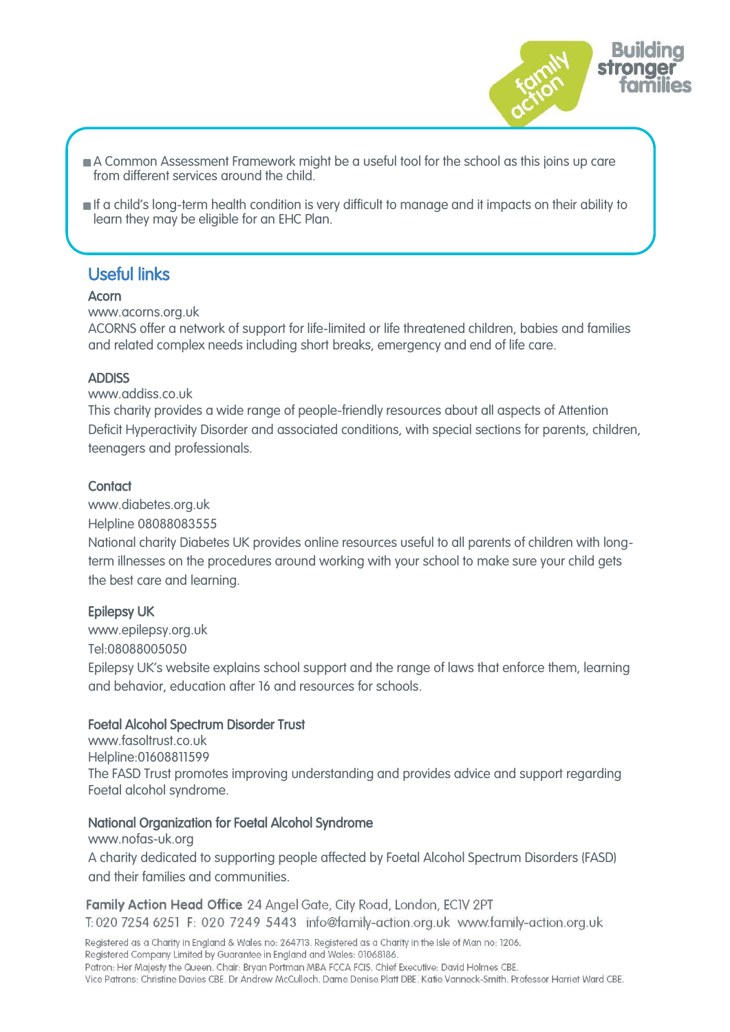- A Common Assessment Framework might be a useful tool for the school as this joins up care from different services around the child.
- If a child's long-term health condition is very difficult to manage and it impacts on their ability to learn they may be eligible for an EHC Plan.

## Useful links

### Acorn

www.acorns.org.uk

ACORNS offer a network of support for life-limited or life threatened children, babies and families and related complex needs including short breaks, emergency and end of life care.

### ADDISS

www.addiss.co.uk

This charity provides a wide range of people-friendly resources about all aspects of Attention Deficit Hyperactivity Disorder and associated conditions, with special sections for parents, children, teenagers and professionals.

### Contact

www.diabetes.org.uk

Helpline 08088083555

National charity Diabetes UK provides online resources useful to all parents of children with long-term illnesses on the procedures around working with your school to make sure your child gets the best care and learning.

### Epilepsy UK

www.epilepsy.org.uk

Tel:08088005050

Epilepsy UK's website explains school support and the range of laws that enforce them, learning and behavior, education after 16 and resources for schools.

### Foetal Alcohol Spectrum Disorder Trust

www.fasoltrust.co.uk

Helpline:01608811599

The FASD Trust promotes improving understanding and provides advice and support regarding Foetal alcohol syndrome.

### National Organization for Foetal Alcohol Syndrome

www.nofas-uk.org

A charity dedicated to supporting people affected by Foetal Alcohol Spectrum Disorders (FASD) and their families and communities.

**Family Action Head Office** 24 Angel Gate, City Road, London, EC1V 2PT
T: 020 7254 6251 F: 020 7249 5443 info@family-action.org.uk www.family-action.org.uk

Registered as a Charity in England & Wales no: 264713. Registered as a Charity in the Isle of Man no: 1206.
Registered Company Limited by Guarantee in England and Wales: 01068186.
Patron: Her Majesty the Queen. Chair: Bryan Portman MBA FCCA FCIS. Chief Executive: David Holmes CBE.
Vice Patrons: Christine Davies CBE. Dr Andrew McCulloch. Dame Denise Platt DBE. Katie Vanneck-Smith. Professor Harriet Ward CBE.